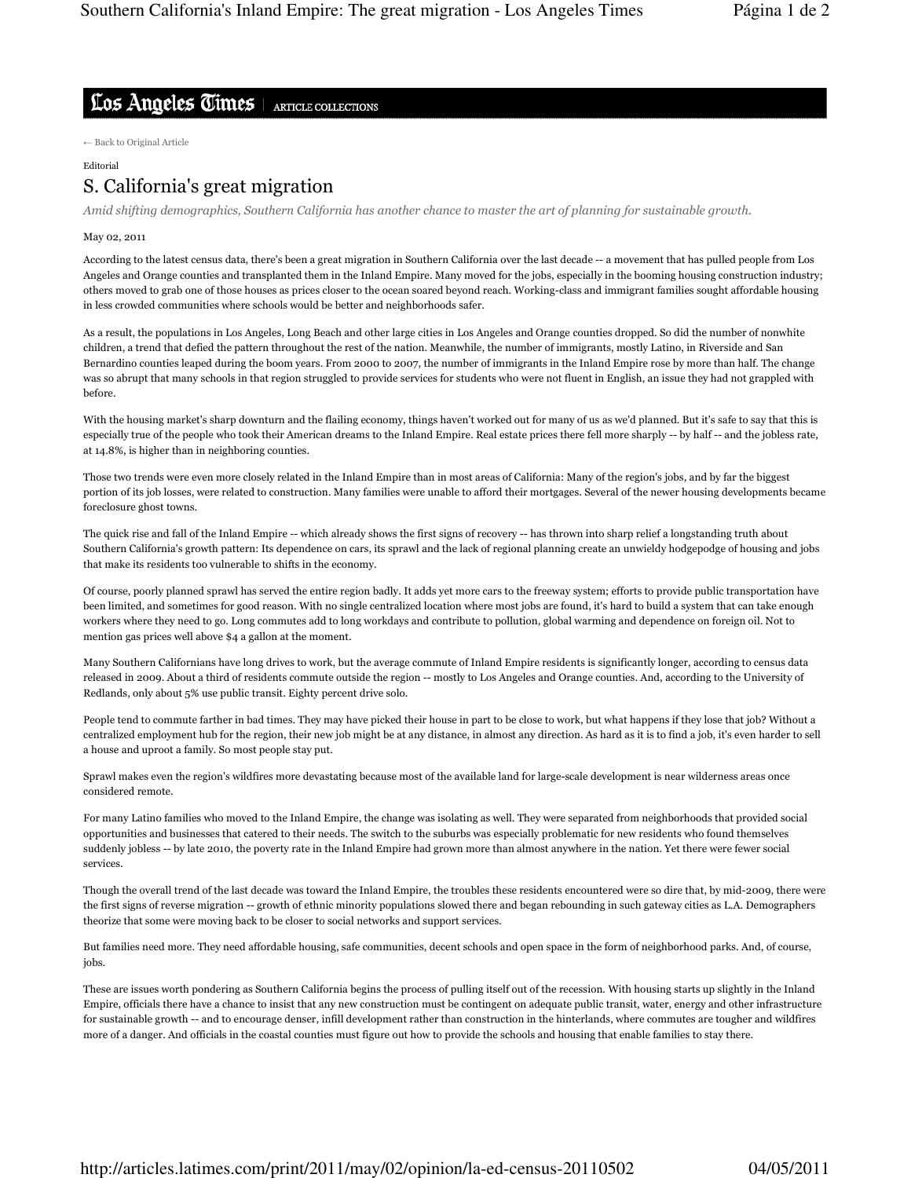Los Angeles Times | ARTICLE COLLECTIONS

← Back to Original Article

Editorial

# S. California's great migration

*Amid shifting demographics, Southern California has another chance to master the art of planning for sustainable growth.*

May 02, 2011

According to the latest census data, there's been a great migration in Southern California over the last decade -- a movement that has pulled people from Los Angeles and Orange counties and transplanted them in the Inland Empire. Many moved for the jobs, especially in the booming housing construction industry; others moved to grab one of those houses as prices closer to the ocean soared beyond reach. Working-class and immigrant families sought affordable housing in less crowded communities where schools would be better and neighborhoods safer.

As a result, the populations in Los Angeles, Long Beach and other large cities in Los Angeles and Orange counties dropped. So did the number of nonwhite children, a trend that defied the pattern throughout the rest of the nation. Meanwhile, the number of immigrants, mostly Latino, in Riverside and San Bernardino counties leaped during the boom years. From 2000 to 2007, the number of immigrants in the Inland Empire rose by more than half. The change was so abrupt that many schools in that region struggled to provide services for students who were not fluent in English, an issue they had not grappled with before.

With the housing market's sharp downturn and the flailing economy, things haven't worked out for many of us as we'd planned. But it's safe to say that this is especially true of the people who took their American dreams to the Inland Empire. Real estate prices there fell more sharply -- by half -- and the jobless rate, at 14.8%, is higher than in neighboring counties.

Those two trends were even more closely related in the Inland Empire than in most areas of California: Many of the region's jobs, and by far the biggest portion of its job losses, were related to construction. Many families were unable to afford their mortgages. Several of the newer housing developments became foreclosure ghost towns.

The quick rise and fall of the Inland Empire -- which already shows the first signs of recovery -- has thrown into sharp relief a longstanding truth about Southern California's growth pattern: Its dependence on cars, its sprawl and the lack of regional planning create an unwieldy hodgepodge of housing and jobs that make its residents too vulnerable to shifts in the economy.

Of course, poorly planned sprawl has served the entire region badly. It adds yet more cars to the freeway system; efforts to provide public transportation have been limited, and sometimes for good reason. With no single centralized location where most jobs are found, it's hard to build a system that can take enough workers where they need to go. Long commutes add to long workdays and contribute to pollution, global warming and dependence on foreign oil. Not to mention gas prices well above $4 a gallon at the moment.

Many Southern Californians have long drives to work, but the average commute of Inland Empire residents is significantly longer, according to census data released in 2009. About a third of residents commute outside the region -- mostly to Los Angeles and Orange counties. And, according to the University of Redlands, only about 5% use public transit. Eighty percent drive solo.

People tend to commute farther in bad times. They may have picked their house in part to be close to work, but what happens if they lose that job? Without a centralized employment hub for the region, their new job might be at any distance, in almost any direction. As hard as it is to find a job, it's even harder to sell a house and uproot a family. So most people stay put.

Sprawl makes even the region's wildfires more devastating because most of the available land for large-scale development is near wilderness areas once considered remote.

For many Latino families who moved to the Inland Empire, the change was isolating as well. They were separated from neighborhoods that provided social opportunities and businesses that catered to their needs. The switch to the suburbs was especially problematic for new residents who found themselves suddenly jobless -- by late 2010, the poverty rate in the Inland Empire had grown more than almost anywhere in the nation. Yet there were fewer social services.

Though the overall trend of the last decade was toward the Inland Empire, the troubles these residents encountered were so dire that, by mid-2009, there were the first signs of reverse migration -- growth of ethnic minority populations slowed there and began rebounding in such gateway cities as L.A. Demographers theorize that some were moving back to be closer to social networks and support services.

But families need more. They need affordable housing, safe communities, decent schools and open space in the form of neighborhood parks. And, of course, jobs.

These are issues worth pondering as Southern California begins the process of pulling itself out of the recession. With housing starts up slightly in the Inland Empire, officials there have a chance to insist that any new construction must be contingent on adequate public transit, water, energy and other infrastructure for sustainable growth -- and to encourage denser, infill development rather than construction in the hinterlands, where commutes are tougher and wildfires more of a danger. And officials in the coastal counties must figure out how to provide the schools and housing that enable families to stay there.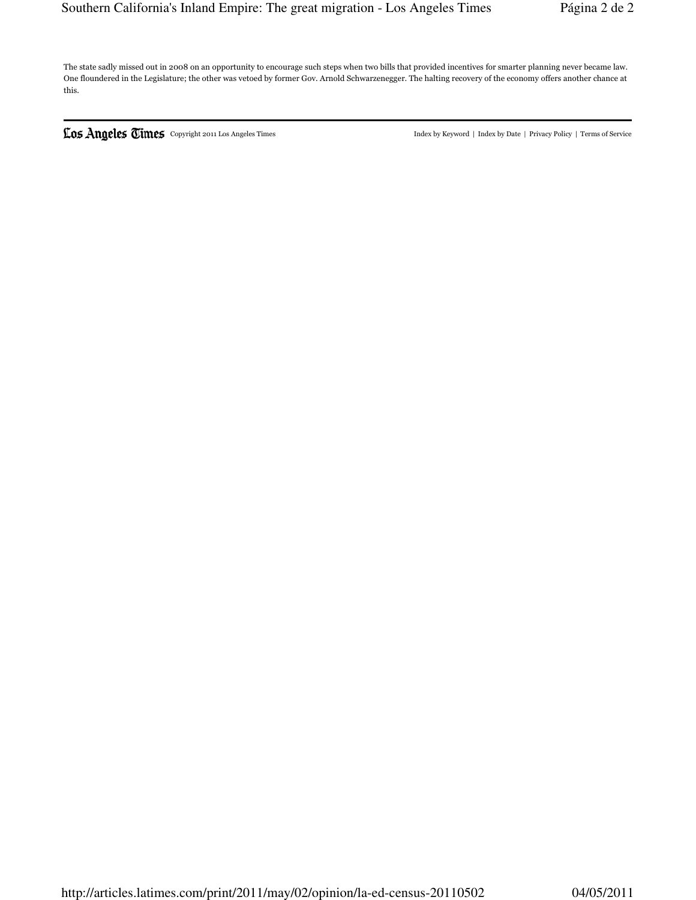The state sadly missed out in 2008 on an opportunity to encourage such steps when two bills that provided incentives for smarter planning never became law. One floundered in the Legislature; the other was vetoed by former Gov. Arnold Schwarzenegger. The halting recovery of the economy offers another chance at this.

Los Angeles Times Copyright 2011 Los Angeles Times

Index by Keyword | Index by Date | Privacy Policy | Terms of Service